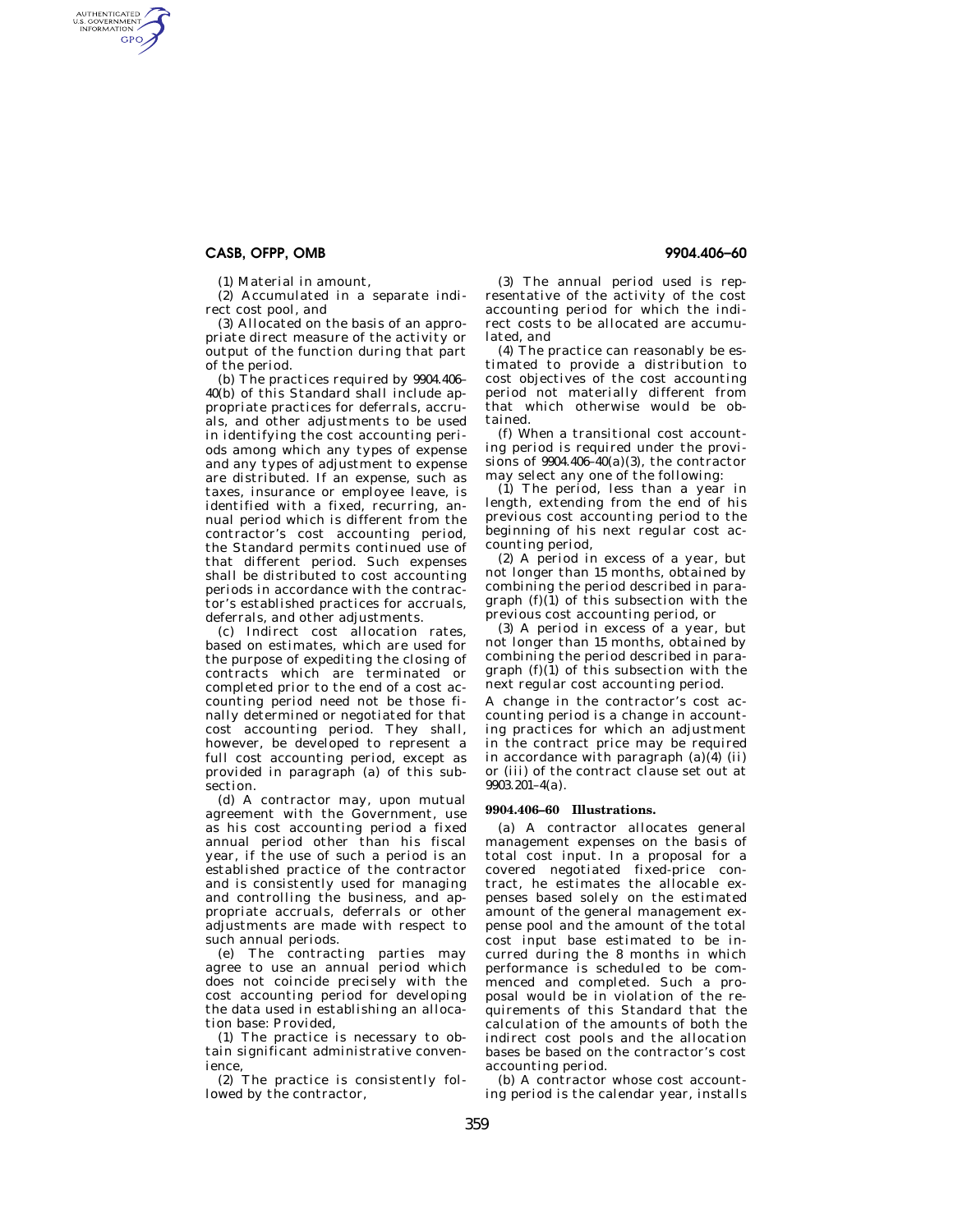(1) Material in amount,

(2) Accumulated in a separate indirect cost pool, and

(3) Allocated on the basis of an appropriate direct measure of the activity or output of the function during that part of the period.

(b) The practices required by 9904.406–40(b) of this Standard shall include appropriate practices for deferrals, accruals, and other adjustments to be used in identifying the cost accounting periods among which any types of expense and any types of adjustment to expense are distributed. If an expense, such as taxes, insurance or employee leave, is identified with a fixed, recurring, annual period which is different from the contractor's cost accounting period, the Standard permits continued use of that different period. Such expenses shall be distributed to cost accounting periods in accordance with the contractor's established practices for accruals, deferrals, and other adjustments.

(c) Indirect cost allocation rates, based on estimates, which are used for the purpose of expediting the closing of contracts which are terminated or completed prior to the end of a cost accounting period need not be those finally determined or negotiated for that cost accounting period. They shall, however, be developed to represent a full cost accounting period, except as provided in paragraph (a) of this subsection.

(d) A contractor may, upon mutual agreement with the Government, use as his cost accounting period a fixed annual period other than his fiscal year, if the use of such a period is an established practice of the contractor and is consistently used for managing and controlling the business, and appropriate accruals, deferrals or other adjustments are made with respect to such annual periods.

(e) The contracting parties may agree to use an annual period which does not coincide precisely with the cost accounting period for developing the data used in establishing an allocation base: Provided,

(1) The practice is necessary to obtain significant administrative convenience,

(2) The practice is consistently followed by the contractor,

(3) The annual period used is representative of the activity of the cost accounting period for which the indirect costs to be allocated are accumulated, and

(4) The practice can reasonably be estimated to provide a distribution to cost objectives of the cost accounting period not materially different from that which otherwise would be obtained.

(f) When a transitional cost accounting period is required under the provisions of 9904.406–40(a)(3), the contractor may select any one of the following:

(1) The period, less than a year in length, extending from the end of his previous cost accounting period to the beginning of his next regular cost accounting period,

(2) A period in excess of a year, but not longer than 15 months, obtained by combining the period described in paragraph (f)(1) of this subsection with the previous cost accounting period, or

(3) A period in excess of a year, but not longer than 15 months, obtained by combining the period described in paragraph (f)(1) of this subsection with the next regular cost accounting period.

A change in the contractor's cost accounting period is a change in accounting practices for which an adjustment in the contract price may be required in accordance with paragraph (a)(4) (ii) or (iii) of the contract clause set out at 9903.201–4(a).

**9904.406–60 Illustrations.**

(a) A contractor allocates general management expenses on the basis of total cost input. In a proposal for a covered negotiated fixed-price contract, he estimates the allocable expenses based solely on the estimated amount of the general management expense pool and the amount of the total cost input base estimated to be incurred during the 8 months in which performance is scheduled to be commenced and completed. Such a proposal would be in violation of the requirements of this Standard that the calculation of the amounts of both the indirect cost pools and the allocation bases be based on the contractor's cost accounting period.

(b) A contractor whose cost accounting period is the calendar year, installs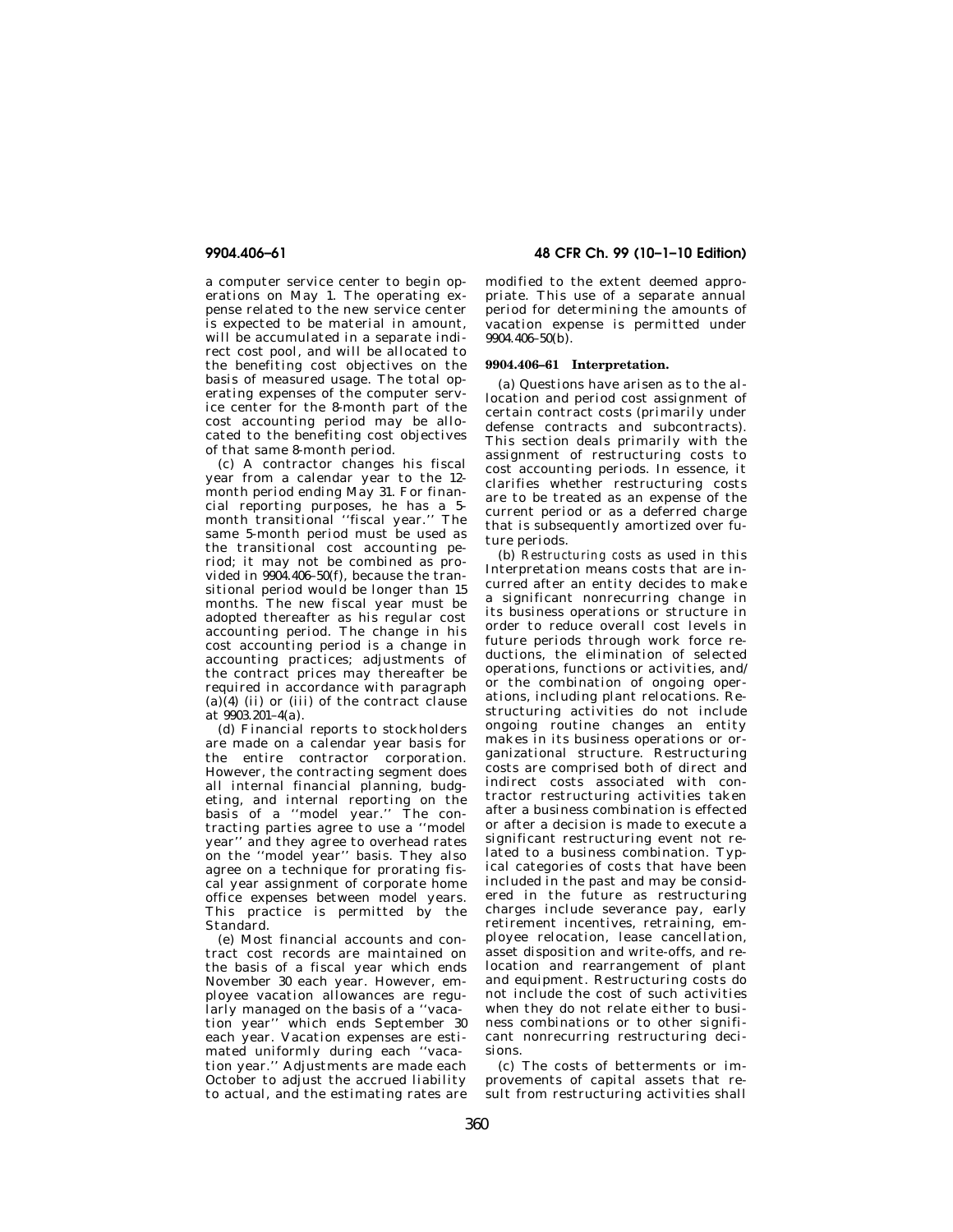a computer service center to begin operations on May 1. The operating expense related to the new service center is expected to be material in amount, will be accumulated in a separate indirect cost pool, and will be allocated to the benefiting cost objectives on the basis of measured usage. The total operating expenses of the computer service center for the 8-month part of the cost accounting period may be allocated to the benefiting cost objectives of that same 8-month period.

(c) A contractor changes his fiscal year from a calendar year to the 12-month period ending May 31. For financial reporting purposes, he has a 5-month transitional ''fiscal year.'' The same 5-month period must be used as the transitional cost accounting period; it may not be combined as provided in 9904.406–50(f), because the transitional period would be longer than 15 months. The new fiscal year must be adopted thereafter as his regular cost accounting period. The change in his cost accounting period is a change in accounting practices; adjustments of the contract prices may thereafter be required in accordance with paragraph (a)(4) (ii) or (iii) of the contract clause at 9903.201–4(a).

(d) Financial reports to stockholders are made on a calendar year basis for the entire contractor corporation. However, the contracting segment does all internal financial planning, budgeting, and internal reporting on the basis of a ''model year.'' The contracting parties agree to use a ''model year'' and they agree to overhead rates on the ''model year'' basis. They also agree on a technique for prorating fiscal year assignment of corporate home office expenses between model years. This practice is permitted by the Standard.

(e) Most financial accounts and contract cost records are maintained on the basis of a fiscal year which ends November 30 each year. However, employee vacation allowances are regularly managed on the basis of a ''vacation year'' which ends September 30 each year. Vacation expenses are estimated uniformly during each ''vacation year.'' Adjustments are made each October to adjust the accrued liability to actual, and the estimating rates are modified to the extent deemed appropriate. This use of a separate annual period for determining the amounts of vacation expense is permitted under 9904.406–50(b).

### 9904.406–61 Interpretation.

(a) Questions have arisen as to the allocation and period cost assignment of certain contract costs (primarily under defense contracts and subcontracts). This section deals primarily with the assignment of restructuring costs to cost accounting periods. In essence, it clarifies whether restructuring costs are to be treated as an expense of the current period or as a deferred charge that is subsequently amortized over future periods.

(b) *Restructuring costs* as used in this Interpretation means costs that are incurred after an entity decides to make a significant nonrecurring change in its business operations or structure in order to reduce overall cost levels in future periods through work force reductions, the elimination of selected operations, functions or activities, and/or the combination of ongoing operations, including plant relocations. Restructuring activities do not include ongoing routine changes an entity makes in its business operations or organizational structure. Restructuring costs are comprised both of direct and indirect costs associated with contractor restructuring activities taken after a business combination is effected or after a decision is made to execute a significant restructuring event not related to a business combination. Typical categories of costs that have been included in the past and may be considered in the future as restructuring charges include severance pay, early retirement incentives, retraining, employee relocation, lease cancellation, asset disposition and write-offs, and relocation and rearrangement of plant and equipment. Restructuring costs do not include the cost of such activities when they do not relate either to business combinations or to other significant nonrecurring restructuring decisions.

(c) The costs of betterments or improvements of capital assets that result from restructuring activities shall